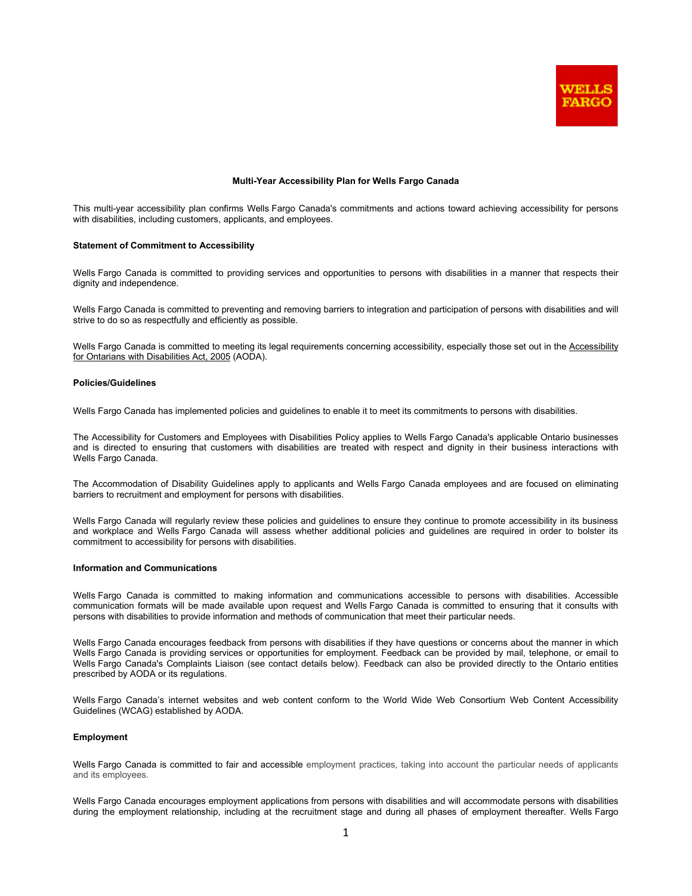WELLS FARGO

# Multi-Year Accessibility Plan for Wells Fargo Canada

This multi-year accessibility plan confirms Wells Fargo Canada's commitments and actions toward achieving accessibility for persons with disabilities, including customers, applicants, and employees.

## Statement of Commitment to Accessibility

Wells Fargo Canada is committed to providing services and opportunities to persons with disabilities in a manner that respects their dignity and independence.

Wells Fargo Canada is committed to preventing and removing barriers to integration and participation of persons with disabilities and will strive to do so as respectfully and efficiently as possible.

Wells Fargo Canada is committed to meeting its legal requirements concerning accessibility, especially those set out in the Accessibility for Ontarians with Disabilities Act, 2005 (AODA).

## Policies/Guidelines

Wells Fargo Canada has implemented policies and guidelines to enable it to meet its commitments to persons with disabilities.

The Accessibility for Customers and Employees with Disabilities Policy applies to Wells Fargo Canada's applicable Ontario businesses and is directed to ensuring that customers with disabilities are treated with respect and dignity in their business interactions with Wells Fargo Canada.

The Accommodation of Disability Guidelines apply to applicants and Wells Fargo Canada employees and are focused on eliminating barriers to recruitment and employment for persons with disabilities.

Wells Fargo Canada will regularly review these policies and guidelines to ensure they continue to promote accessibility in its business and workplace and Wells Fargo Canada will assess whether additional policies and guidelines are required in order to bolster its commitment to accessibility for persons with disabilities.

## Information and Communications

Wells Fargo Canada is committed to making information and communications accessible to persons with disabilities. Accessible communication formats will be made available upon request and Wells Fargo Canada is committed to ensuring that it consults with persons with disabilities to provide information and methods of communication that meet their particular needs.

Wells Fargo Canada encourages feedback from persons with disabilities if they have questions or concerns about the manner in which Wells Fargo Canada is providing services or opportunities for employment. Feedback can be provided by mail, telephone, or email to Wells Fargo Canada's Complaints Liaison (see contact details below). Feedback can also be provided directly to the Ontario entities prescribed by AODA or its regulations.

Wells Fargo Canada's internet websites and web content conform to the World Wide Web Consortium Web Content Accessibility Guidelines (WCAG) established by AODA.

## Employment

Wells Fargo Canada is committed to fair and accessible employment practices, taking into account the particular needs of applicants and its employees.

Wells Fargo Canada encourages employment applications from persons with disabilities and will accommodate persons with disabilities during the employment relationship, including at the recruitment stage and during all phases of employment thereafter. Wells Fargo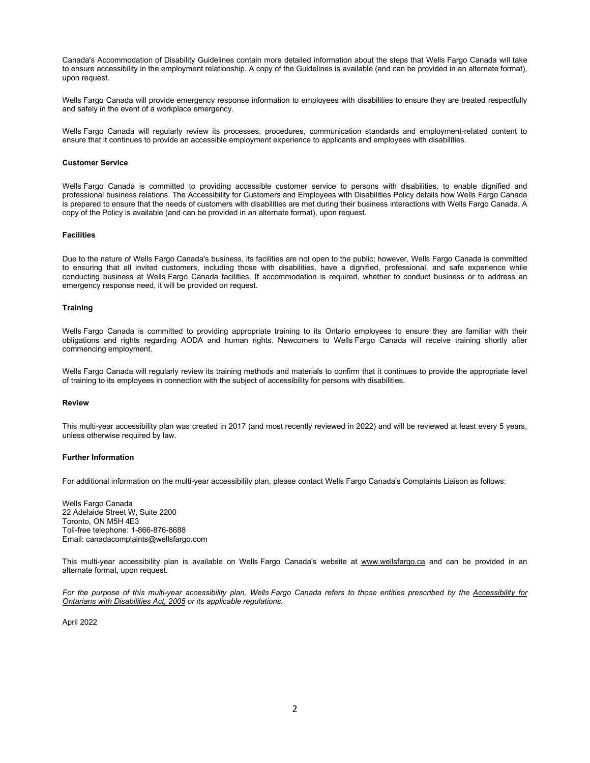Canada's Accommodation of Disability Guidelines contain more detailed information about the steps that Wells Fargo Canada will take to ensure accessibility in the employment relationship. A copy of the Guidelines is available (and can be provided in an alternate format), upon request.

Wells Fargo Canada will provide emergency response information to employees with disabilities to ensure they are treated respectfully and safely in the event of a workplace emergency.

Wells Fargo Canada will regularly review its processes, procedures, communication standards and employment-related content to ensure that it continues to provide an accessible employment experience to applicants and employees with disabilities.

**Customer Service**

Wells Fargo Canada is committed to providing accessible customer service to persons with disabilities, to enable dignified and professional business relations. The Accessibility for Customers and Employees with Disabilities Policy details how Wells Fargo Canada is prepared to ensure that the needs of customers with disabilities are met during their business interactions with Wells Fargo Canada. A copy of the Policy is available (and can be provided in an alternate format), upon request.

**Facilities**

Due to the nature of Wells Fargo Canada's business, its facilities are not open to the public; however, Wells Fargo Canada is committed to ensuring that all invited customers, including those with disabilities, have a dignified, professional, and safe experience while conducting business at Wells Fargo Canada facilities. If accommodation is required, whether to conduct business or to address an emergency response need, it will be provided on request.

**Training**

Wells Fargo Canada is committed to providing appropriate training to its Ontario employees to ensure they are familiar with their obligations and rights regarding AODA and human rights. Newcomers to Wells Fargo Canada will receive training shortly after commencing employment.

Wells Fargo Canada will regularly review its training methods and materials to confirm that it continues to provide the appropriate level of training to its employees in connection with the subject of accessibility for persons with disabilities.

**Review**

This multi-year accessibility plan was created in 2017 (and most recently reviewed in 2022) and will be reviewed at least every 5 years, unless otherwise required by law.

**Further Information**

For additional information on the multi-year accessibility plan, please contact Wells Fargo Canada's Complaints Liaison as follows:

Wells Fargo Canada
22 Adelaide Street W, Suite 2200
Toronto, ON M5H 4E3
Toll-free telephone: 1-866-876-8688
Email: canadacomplaints@wellsfargo.com

This multi-year accessibility plan is available on Wells Fargo Canada's website at www.wellsfargo.ca and can be provided in an alternate format, upon request.

*For the purpose of this multi-year accessibility plan, Wells Fargo Canada refers to those entities prescribed by the Accessibility for Ontarians with Disabilities Act, 2005 or its applicable regulations.*

April 2022